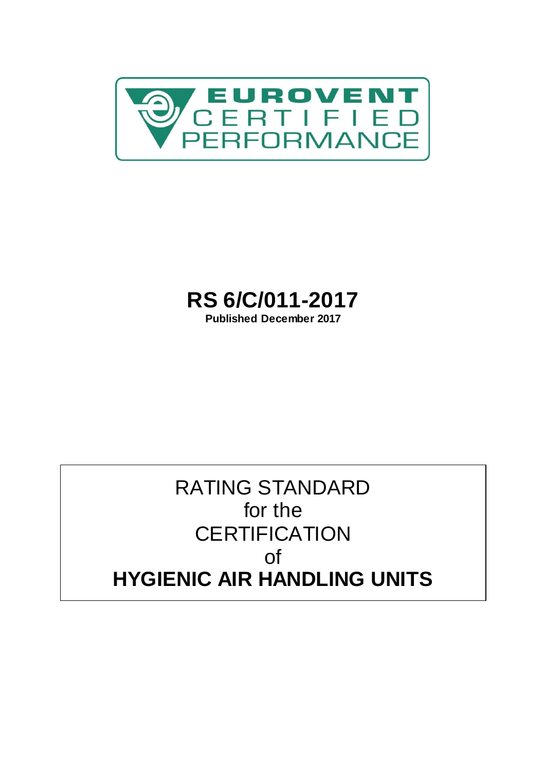EUROVENT CERTIFIED PERFORMANCE

# RS 6/C/011-2017

**Published December 2017**

RATING STANDARD
for the
CERTIFICATION
of

# HYGIENIC AIR HANDLING UNITS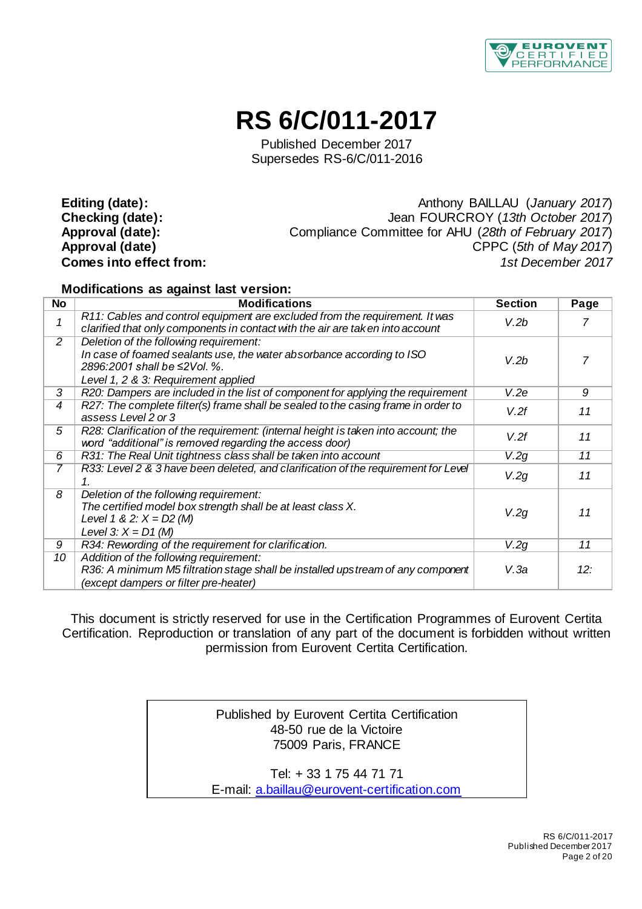# RS 6/C/011-2017

Published December 2017
Supersedes RS-6/C/011-2016

| | |
|---|---|
| **Editing (date):** | Anthony BAILLAU (*January 2017*) |
| **Checking (date):** | Jean FOURCROY (*13th October 2017*) |
| **Approval (date):** | Compliance Committee for AHU (*28th of February 2017*) |
| **Approval (date)** | CPPC (*5th of May 2017*) |
| **Comes into effect from:** | *1st December 2017* |

**Modifications as against last version:**

| No | Modifications | Section | Page |
|---|---|---|---|
| *1* | *R11: Cables and control equipment are excluded from the requirement. It was clarified that only components in contact with the air are taken into account* | *V.2b* | *7* |
| *2* | *Deletion of the following requirement:*<br>*In case of foamed sealants use, the water absorbance according to ISO 2896:2001 shall be ≤2Vol. %.*<br>*Level 1, 2 & 3: Requirement applied* | *V.2b* | *7* |
| *3* | *R20: Dampers are included in the list of component for applying the requirement* | *V.2e* | *9* |
| *4* | *R27: The complete filter(s) frame shall be sealed to the casing frame in order to assess Level 2 or 3* | *V.2f* | *11* |
| *5* | *R28: Clarification of the requirement: (internal height is taken into account; the word "additional" is removed regarding the access door)* | *V.2f* | *11* |
| *6* | *R31: The Real Unit tightness class shall be taken into account* | *V.2g* | *11* |
| *7* | *R33: Level 2 & 3 have been deleted, and clarification of the requirement for Level 1.* | *V.2g* | *11* |
| *8* | *Deletion of the following requirement:*<br>*The certified model box strength shall be at least class X.*<br>*Level 1 & 2: X = D2 (M)*<br>*Level 3: X = D1 (M)* | *V.2g* | *11* |
| *9* | *R34: Rewording of the requirement for clarification.* | *V.2g* | *11* |
| *10* | *Addition of the following requirement:*<br>*R36: A minimum M5 filtration stage shall be installed upstream of any component (except dampers or filter pre-heater)* | *V.3a* | *12:* |

This document is strictly reserved for use in the Certification Programmes of Eurovent Certita Certification. Reproduction or translation of any part of the document is forbidden without written permission from Eurovent Certita Certification.

Published by Eurovent Certita Certification
48-50 rue de la Victoire
75009 Paris, FRANCE

Tel: + 33 1 75 44 71 71
E-mail: a.baillau@eurovent-certification.com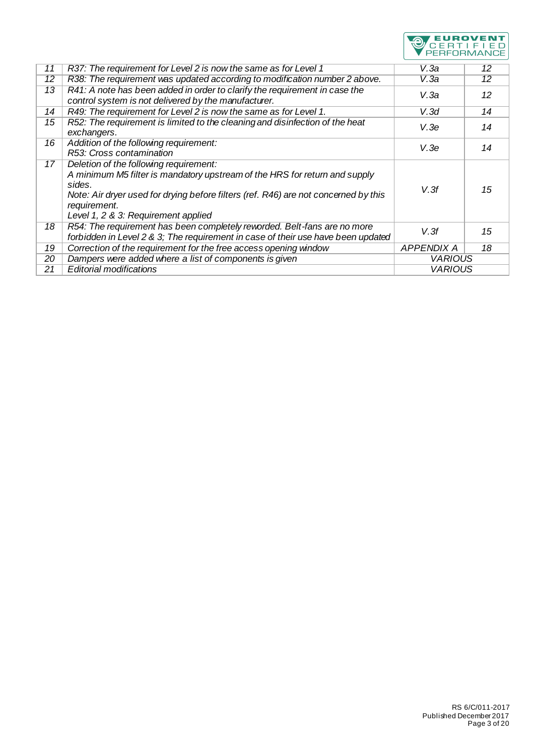| | | | |
|---|---|---|---|
| *11* | *R37: The requirement for Level 2 is now the same as for Level 1* | *V.3a* | *12* |
| *12* | *R38: The requirement was updated according to modification number 2 above.* | *V.3a* | *12* |
| *13* | *R41: A note has been added in order to clarify the requirement in case the control system is not delivered by the manufacturer.* | *V.3a* | *12* |
| *14* | *R49: The requirement for Level 2 is now the same as for Level 1.* | *V.3d* | *14* |
| *15* | *R52: The requirement is limited to the cleaning and disinfection of the heat exchangers.* | *V.3e* | *14* |
| *16* | *Addition of the following requirement:*<br>*R53: Cross contamination* | *V.3e* | *14* |
| *17* | *Deletion of the following requirement:*<br>*A minimum M5 filter is mandatory upstream of the HRS for return and supply sides.*<br>*Note: Air dryer used for drying before filters (ref. R46) are not concerned by this requirement.*<br>*Level 1, 2 & 3: Requirement applied* | *V.3f* | *15* |
| *18* | *R54: The requirement has been completely reworded. Belt-fans are no more forbidden in Level 2 & 3; The requirement in case of their use have been updated* | *V.3f* | *15* |
| *19* | *Correction of the requirement for the free access opening window* | *APPENDIX A* | *18* |
| *20* | *Dampers were added where a list of components is given* | *VARIOUS* | |
| *21* | *Editorial modifications* | *VARIOUS* | |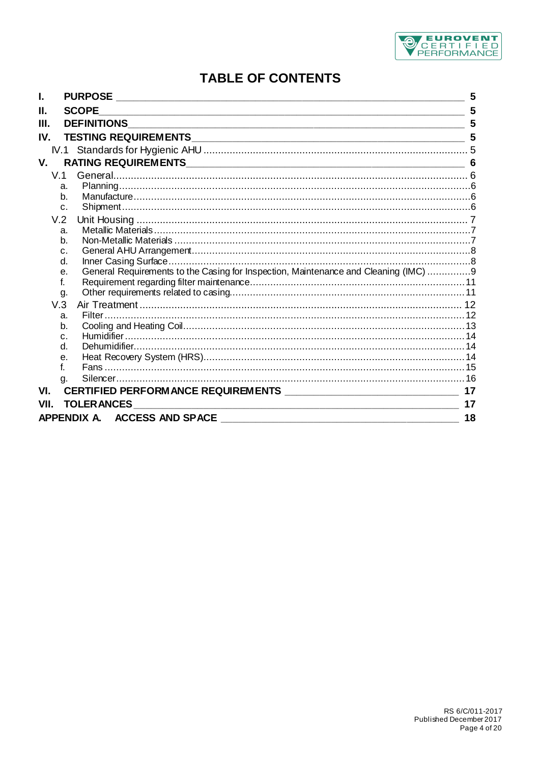# TABLE OF CONTENTS

- **I. PURPOSE** — 5
- **II. SCOPE** — 5
- **III. DEFINITIONS** — 5
- **IV. TESTING REQUIREMENTS** — 5
  - IV.1 Standards for Hygienic AHU — 5
- **V. RATING REQUIREMENTS** — 6
  - V.1 General — 6
    - a. Planning — 6
    - b. Manufacture — 6
    - c. Shipment — 6
  - V.2 Unit Housing — 7
    - a. Metallic Materials — 7
    - b. Non-Metallic Materials — 7
    - c. General AHU Arrangement — 8
    - d. Inner Casing Surface — 8
    - e. General Requirements to the Casing for Inspection, Maintenance and Cleaning (IMC) — 9
    - f. Requirement regarding filter maintenance — 11
    - g. Other requirements related to casing — 11
  - V.3 Air Treatment — 12
    - a. Filter — 12
    - b. Cooling and Heating Coil — 13
    - c. Humidifier — 14
    - d. Dehumidifier — 14
    - e. Heat Recovery System (HRS) — 14
    - f. Fans — 15
    - g. Silencer — 16
- **VI. CERTIFIED PERFORMANCE REQUIREMENTS** — 17
- **VII. TOLERANCES** — 17
- **APPENDIX A. ACCESS AND SPACE** — 18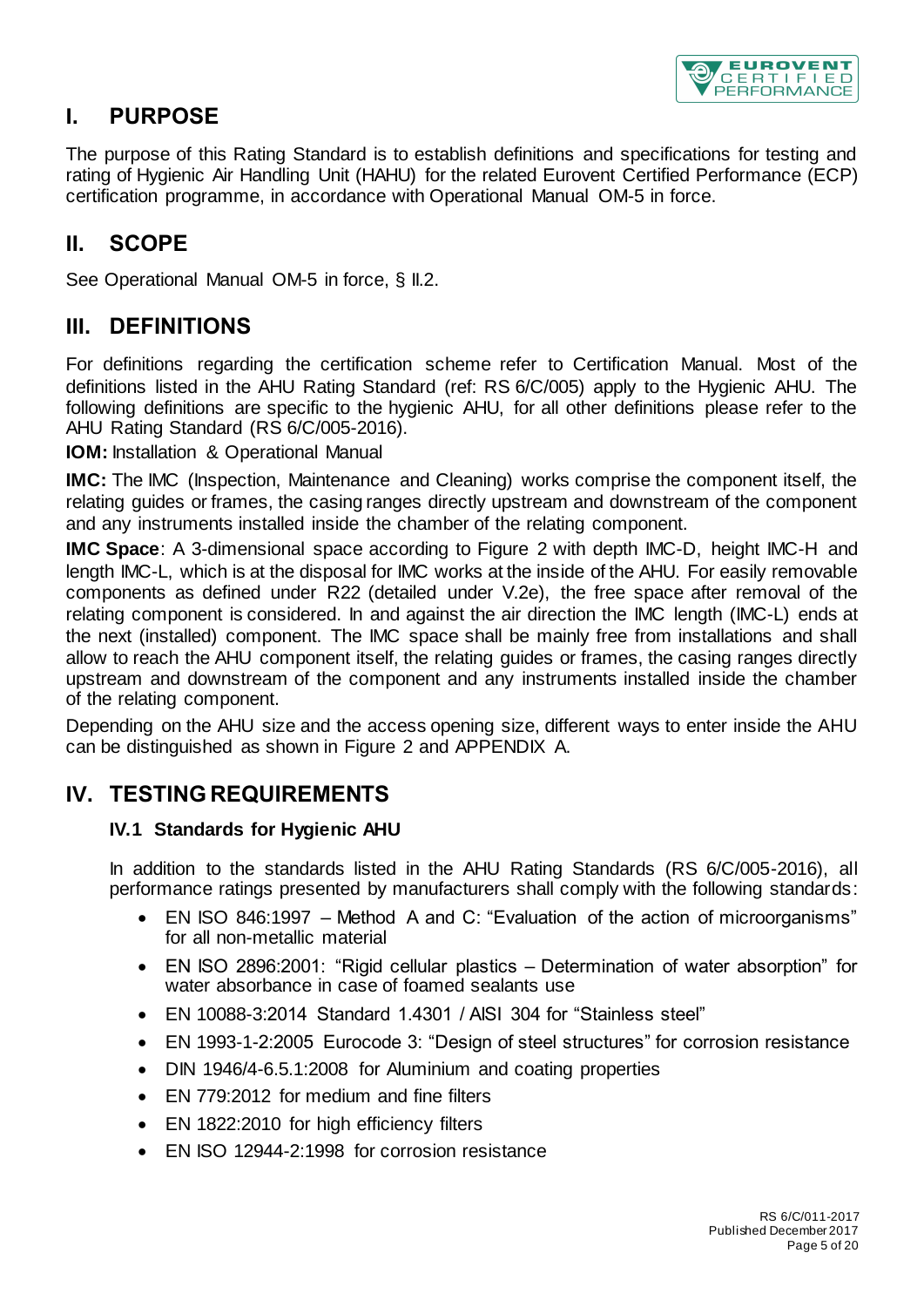# I. PURPOSE

The purpose of this Rating Standard is to establish definitions and specifications for testing and rating of Hygienic Air Handling Unit (HAHU) for the related Eurovent Certified Performance (ECP) certification programme, in accordance with Operational Manual OM-5 in force.

# II. SCOPE

See Operational Manual OM-5 in force, § II.2.

# III. DEFINITIONS

For definitions regarding the certification scheme refer to Certification Manual. Most of the definitions listed in the AHU Rating Standard (ref: RS 6/C/005) apply to the Hygienic AHU. The following definitions are specific to the hygienic AHU, for all other definitions please refer to the AHU Rating Standard (RS 6/C/005-2016).

**IOM:** Installation & Operational Manual

**IMC:** The IMC (Inspection, Maintenance and Cleaning) works comprise the component itself, the relating guides or frames, the casing ranges directly upstream and downstream of the component and any instruments installed inside the chamber of the relating component.

**IMC Space**: A 3-dimensional space according to Figure 2 with depth IMC-D, height IMC-H and length IMC-L, which is at the disposal for IMC works at the inside of the AHU. For easily removable components as defined under R22 (detailed under V.2e), the free space after removal of the relating component is considered. In and against the air direction the IMC length (IMC-L) ends at the next (installed) component. The IMC space shall be mainly free from installations and shall allow to reach the AHU component itself, the relating guides or frames, the casing ranges directly upstream and downstream of the component and any instruments installed inside the chamber of the relating component.

Depending on the AHU size and the access opening size, different ways to enter inside the AHU can be distinguished as shown in Figure 2 and APPENDIX A.

# IV. TESTING REQUIREMENTS

## IV.1 Standards for Hygienic AHU

In addition to the standards listed in the AHU Rating Standards (RS 6/C/005-2016), all performance ratings presented by manufacturers shall comply with the following standards:

- EN ISO 846:1997 – Method A and C: "Evaluation of the action of microorganisms" for all non-metallic material
- EN ISO 2896:2001: "Rigid cellular plastics – Determination of water absorption" for water absorbance in case of foamed sealants use
- EN 10088-3:2014 Standard 1.4301 / AISI 304 for "Stainless steel"
- EN 1993-1-2:2005 Eurocode 3: "Design of steel structures" for corrosion resistance
- DIN 1946/4-6.5.1:2008 for Aluminium and coating properties
- EN 779:2012 for medium and fine filters
- EN 1822:2010 for high efficiency filters
- EN ISO 12944-2:1998 for corrosion resistance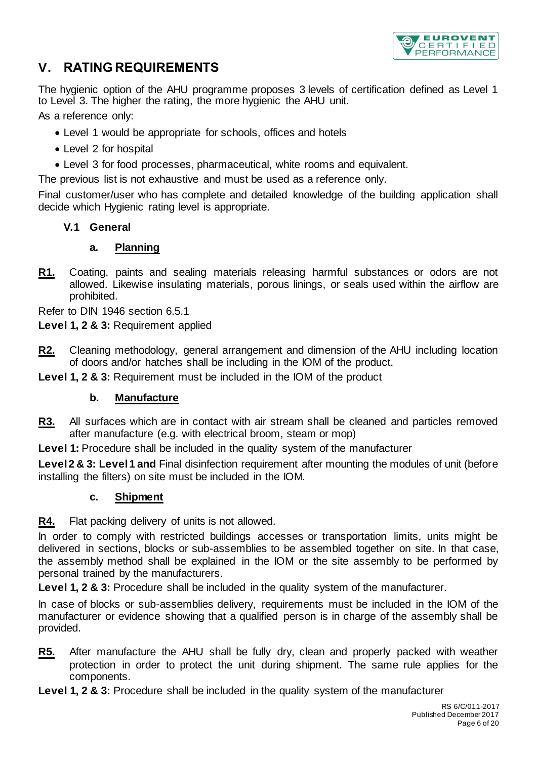# V. RATING REQUIREMENTS

The hygienic option of the AHU programme proposes 3 levels of certification defined as Level 1 to Level 3. The higher the rating, the more hygienic the AHU unit.

As a reference only:

- Level 1 would be appropriate for schools, offices and hotels
- Level 2 for hospital
- Level 3 for food processes, pharmaceutical, white rooms and equivalent.

The previous list is not exhaustive and must be used as a reference only.

Final customer/user who has complete and detailed knowledge of the building application shall decide which Hygienic rating level is appropriate.

## V.1 General

### a. Planning

**R1.** Coating, paints and sealing materials releasing harmful substances or odors are not allowed. Likewise insulating materials, porous linings, or seals used within the airflow are prohibited.

Refer to DIN 1946 section 6.5.1

**Level 1, 2 & 3:** Requirement applied

**R2.** Cleaning methodology, general arrangement and dimension of the AHU including location of doors and/or hatches shall be including in the IOM of the product.

**Level 1, 2 & 3:** Requirement must be included in the IOM of the product

### b. Manufacture

**R3.** All surfaces which are in contact with air stream shall be cleaned and particles removed after manufacture (e.g. with electrical broom, steam or mop)

**Level 1:** Procedure shall be included in the quality system of the manufacturer

**Level 2 & 3: Level 1 and** Final disinfection requirement after mounting the modules of unit (before installing the filters) on site must be included in the IOM.

### c. Shipment

**R4.** Flat packing delivery of units is not allowed.

In order to comply with restricted buildings accesses or transportation limits, units might be delivered in sections, blocks or sub-assemblies to be assembled together on site. In that case, the assembly method shall be explained in the IOM or the site assembly to be performed by personal trained by the manufacturers.

**Level 1, 2 & 3:** Procedure shall be included in the quality system of the manufacturer.

In case of blocks or sub-assemblies delivery, requirements must be included in the IOM of the manufacturer or evidence showing that a qualified person is in charge of the assembly shall be provided.

**R5.** After manufacture the AHU shall be fully dry, clean and properly packed with weather protection in order to protect the unit during shipment. The same rule applies for the components.

**Level 1, 2 & 3:** Procedure shall be included in the quality system of the manufacturer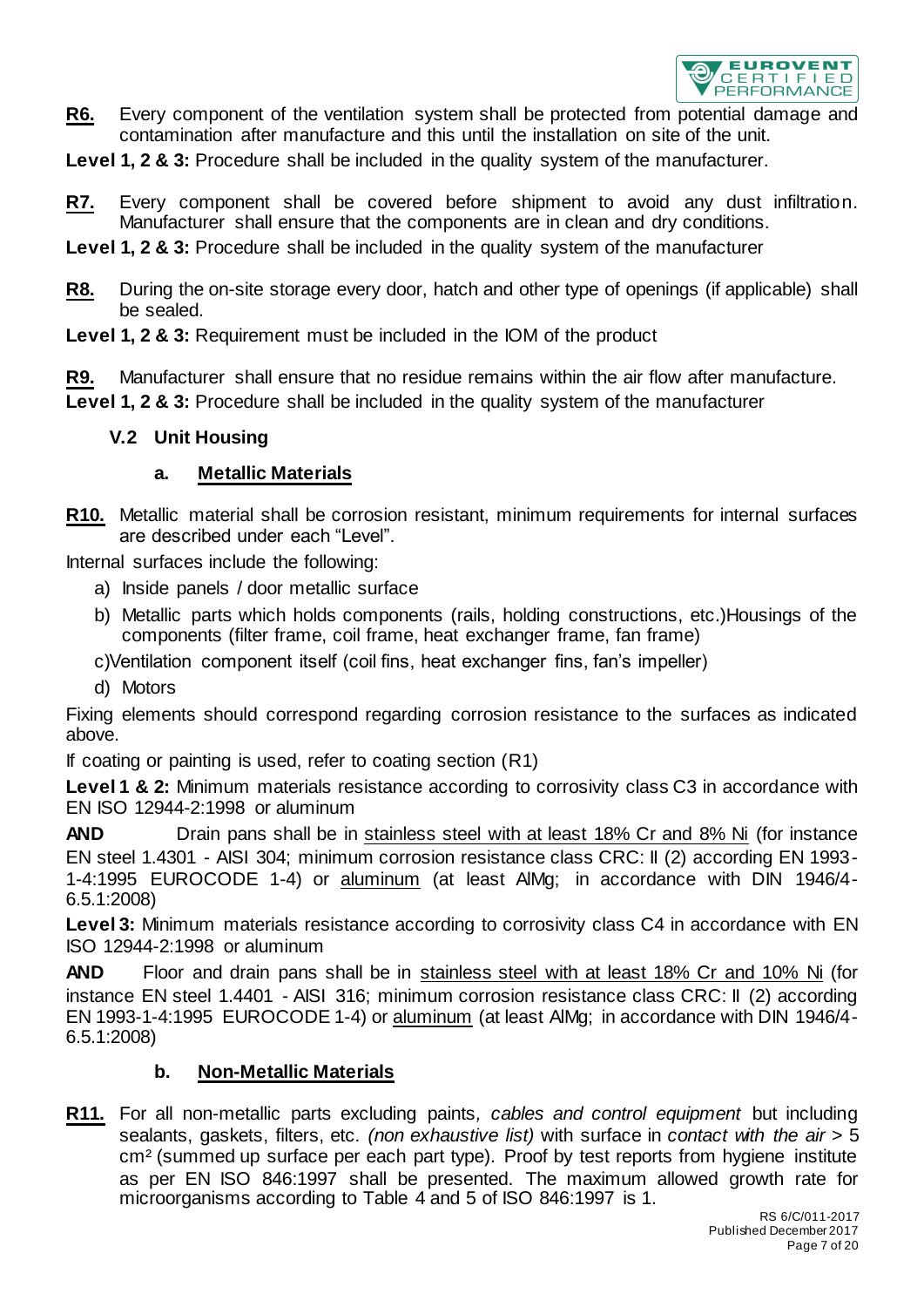**R6.** Every component of the ventilation system shall be protected from potential damage and contamination after manufacture and this until the installation on site of the unit.

**Level 1, 2 & 3:** Procedure shall be included in the quality system of the manufacturer.

**R7.** Every component shall be covered before shipment to avoid any dust infiltration. Manufacturer shall ensure that the components are in clean and dry conditions.

**Level 1, 2 & 3:** Procedure shall be included in the quality system of the manufacturer

**R8.** During the on-site storage every door, hatch and other type of openings (if applicable) shall be sealed.

**Level 1, 2 & 3:** Requirement must be included in the IOM of the product

**R9.** Manufacturer shall ensure that no residue remains within the air flow after manufacture.

**Level 1, 2 & 3:** Procedure shall be included in the quality system of the manufacturer

### V.2 Unit Housing

#### a. Metallic Materials

**R10.** Metallic material shall be corrosion resistant, minimum requirements for internal surfaces are described under each "Level".

Internal surfaces include the following:

a) Inside panels / door metallic surface
b) Metallic parts which holds components (rails, holding constructions, etc.)Housings of the components (filter frame, coil frame, heat exchanger frame, fan frame)
c) Ventilation component itself (coil fins, heat exchanger fins, fan's impeller)
d) Motors

Fixing elements should correspond regarding corrosion resistance to the surfaces as indicated above.

If coating or painting is used, refer to coating section (R1)

**Level 1 & 2:** Minimum materials resistance according to corrosivity class C3 in accordance with EN ISO 12944-2:1998 or aluminum

**AND** Drain pans shall be in stainless steel with at least 18% Cr and 8% Ni (for instance EN steel 1.4301 - AISI 304; minimum corrosion resistance class CRC: II (2) according EN 1993-1-4:1995 EUROCODE 1-4) or aluminum (at least AlMg; in accordance with DIN 1946/4-6.5.1:2008)

**Level 3:** Minimum materials resistance according to corrosivity class C4 in accordance with EN ISO 12944-2:1998 or aluminum

**AND** Floor and drain pans shall be in stainless steel with at least 18% Cr and 10% Ni (for instance EN steel 1.4401 - AISI 316; minimum corrosion resistance class CRC: II (2) according EN 1993-1-4:1995 EUROCODE 1-4) or aluminum (at least AlMg; in accordance with DIN 1946/4-6.5.1:2008)

#### b. Non-Metallic Materials

**R11.** For all non-metallic parts excluding paints*, cables and control equipment* but including sealants, gaskets, filters, etc. *(non exhaustive list)* with surface in *contact with the air* > 5 cm² (summed up surface per each part type). Proof by test reports from hygiene institute as per EN ISO 846:1997 shall be presented. The maximum allowed growth rate for microorganisms according to Table 4 and 5 of ISO 846:1997 is 1.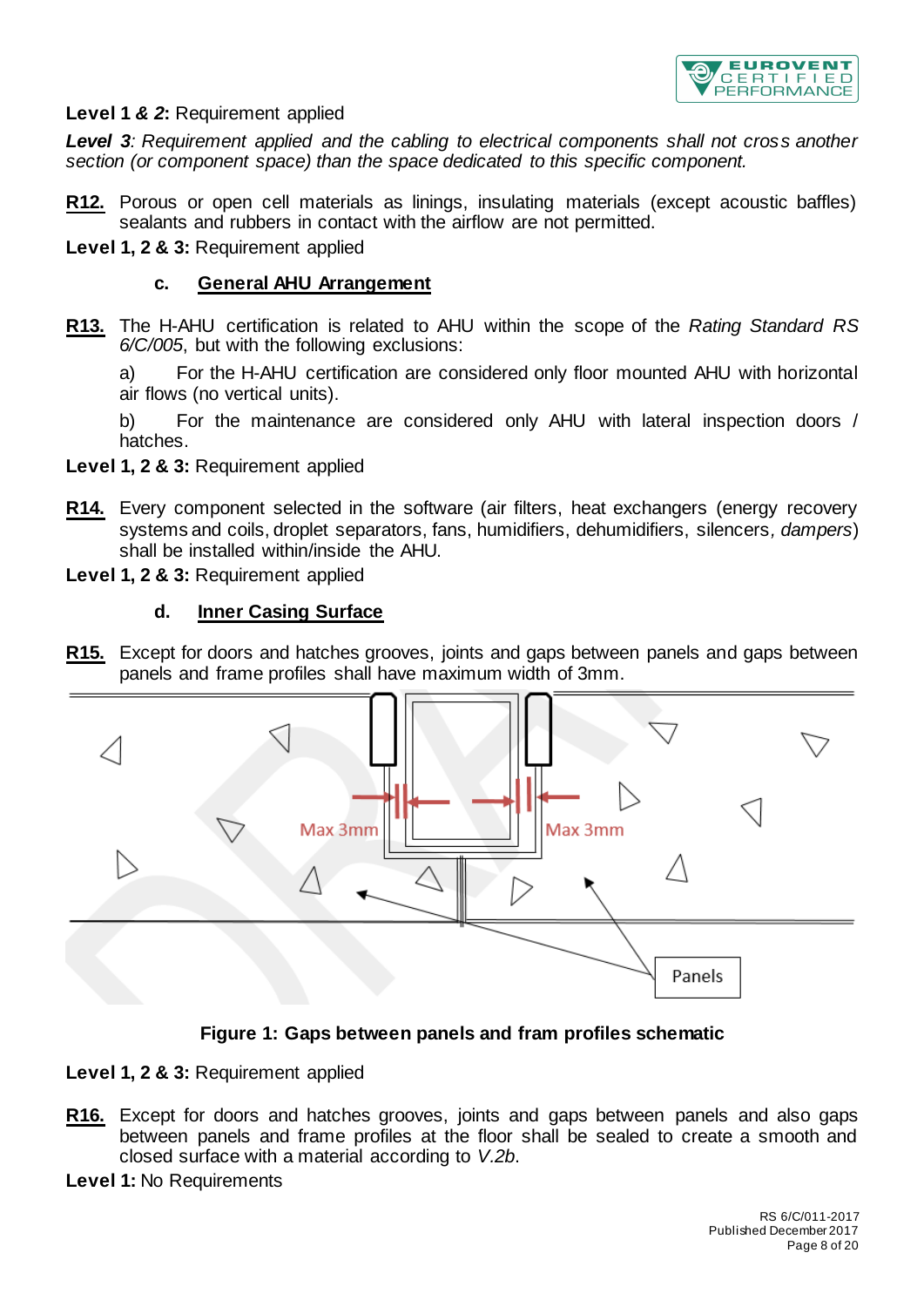**Level 1** ***& 2*****:** Requirement applied

***Level 3****: Requirement applied and the cabling to electrical components shall not cross another section (or component space) than the space dedicated to this specific component.*

**R12.** Porous or open cell materials as linings, insulating materials (except acoustic baffles) sealants and rubbers in contact with the airflow are not permitted.

**Level 1, 2 & 3:** Requirement applied

### c. General AHU Arrangement

**R13.** The H-AHU certification is related to AHU within the scope of the *Rating Standard RS 6/C/005*, but with the following exclusions:

a) For the H-AHU certification are considered only floor mounted AHU with horizontal air flows (no vertical units).

b) For the maintenance are considered only AHU with lateral inspection doors / hatches.

**Level 1, 2 & 3:** Requirement applied

**R14.** Every component selected in the software (air filters, heat exchangers (energy recovery systems and coils, droplet separators, fans, humidifiers, dehumidifiers, silencers*, dampers*) shall be installed within/inside the AHU.

**Level 1, 2 & 3:** Requirement applied

### d. Inner Casing Surface

**R15.** Except for doors and hatches grooves, joints and gaps between panels and gaps between panels and frame profiles shall have maximum width of 3mm.

**Figure 1: Gaps between panels and fram profiles schematic**

**Level 1, 2 & 3:** Requirement applied

**R16.** Except for doors and hatches grooves, joints and gaps between panels and also gaps between panels and frame profiles at the floor shall be sealed to create a smooth and closed surface with a material according to *V.2b*.

**Level 1:** No Requirements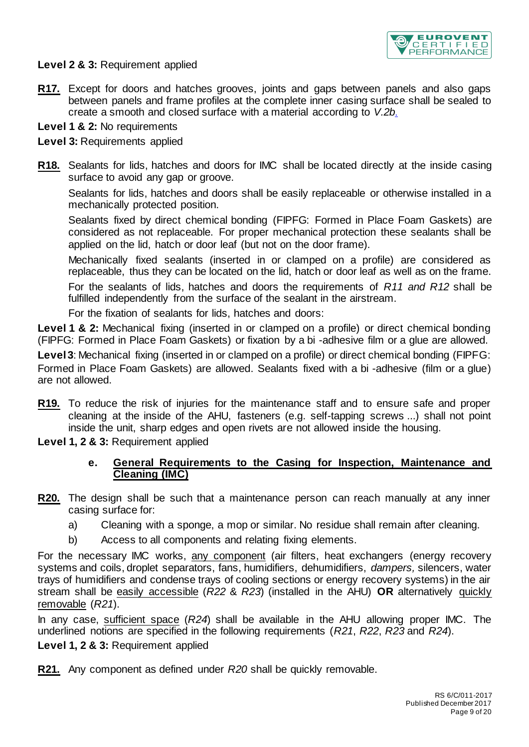**Level 2 & 3:** Requirement applied

**R17.** Except for doors and hatches grooves, joints and gaps between panels and also gaps between panels and frame profiles at the complete inner casing surface shall be sealed to create a smooth and closed surface with a material according to *V.2b*.

**Level 1 & 2:** No requirements

**Level 3:** Requirements applied

**R18.** Sealants for lids, hatches and doors for IMC shall be located directly at the inside casing surface to avoid any gap or groove.

Sealants for lids, hatches and doors shall be easily replaceable or otherwise installed in a mechanically protected position.

Sealants fixed by direct chemical bonding (FIPFG: Formed in Place Foam Gaskets) are considered as not replaceable. For proper mechanical protection these sealants shall be applied on the lid, hatch or door leaf (but not on the door frame).

Mechanically fixed sealants (inserted in or clamped on a profile) are considered as replaceable, thus they can be located on the lid, hatch or door leaf as well as on the frame.

For the sealants of lids, hatches and doors the requirements of *R11 and R12* shall be fulfilled independently from the surface of the sealant in the airstream.

For the fixation of sealants for lids, hatches and doors:

**Level 1 & 2:** Mechanical fixing (inserted in or clamped on a profile) or direct chemical bonding (FIPFG: Formed in Place Foam Gaskets) or fixation by a bi -adhesive film or a glue are allowed.

**Level 3**: Mechanical fixing (inserted in or clamped on a profile) or direct chemical bonding (FIPFG: Formed in Place Foam Gaskets) are allowed. Sealants fixed with a bi -adhesive (film or a glue) are not allowed.

**R19.** To reduce the risk of injuries for the maintenance staff and to ensure safe and proper cleaning at the inside of the AHU, fasteners (e.g. self-tapping screws ...) shall not point inside the unit, sharp edges and open rivets are not allowed inside the housing.

**Level 1, 2 & 3:** Requirement applied

### e. General Requirements to the Casing for Inspection, Maintenance and Cleaning (IMC)

**R20.** The design shall be such that a maintenance person can reach manually at any inner casing surface for:

a) Cleaning with a sponge, a mop or similar. No residue shall remain after cleaning.

b) Access to all components and relating fixing elements.

For the necessary IMC works, any component (air filters, heat exchangers (energy recovery systems and coils, droplet separators, fans, humidifiers, dehumidifiers, *dampers,* silencers, water trays of humidifiers and condense trays of cooling sections or energy recovery systems) in the air stream shall be easily accessible (*R22* & *R23*) (installed in the AHU) **OR** alternatively quickly removable (*R21*).

In any case, sufficient space (*R24*) shall be available in the AHU allowing proper IMC. The underlined notions are specified in the following requirements (*R21*, *R22*, *R23* and *R24*).

**Level 1, 2 & 3:** Requirement applied

**R21.** Any component as defined under *R20* shall be quickly removable.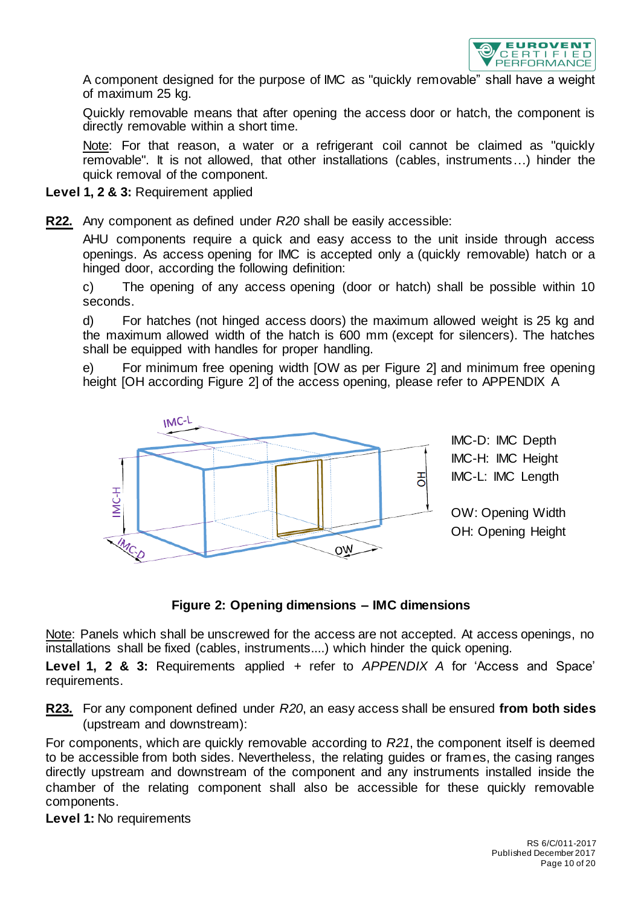A component designed for the purpose of IMC as "quickly removable" shall have a weight of maximum 25 kg.

Quickly removable means that after opening the access door or hatch, the component is directly removable within a short time.

Note: For that reason, a water or a refrigerant coil cannot be claimed as "quickly removable". It is not allowed, that other installations (cables, instruments…) hinder the quick removal of the component.

**Level 1, 2 & 3:** Requirement applied

**R22.** Any component as defined under *R20* shall be easily accessible:

AHU components require a quick and easy access to the unit inside through access openings. As access opening for IMC is accepted only a (quickly removable) hatch or a hinged door, according the following definition:

c) The opening of any access opening (door or hatch) shall be possible within 10 seconds.

d) For hatches (not hinged access doors) the maximum allowed weight is 25 kg and the maximum allowed width of the hatch is 600 mm (except for silencers). The hatches shall be equipped with handles for proper handling.

e) For minimum free opening width [OW as per Figure 2] and minimum free opening height [OH according Figure 2] of the access opening, please refer to APPENDIX A

IMC-D: IMC Depth
IMC-H: IMC Height
IMC-L: IMC Length

OW: Opening Width
OH: Opening Height

**Figure 2: Opening dimensions – IMC dimensions**

Note: Panels which shall be unscrewed for the access are not accepted. At access openings, no installations shall be fixed (cables, instruments....) which hinder the quick opening.

**Level 1, 2 & 3:** Requirements applied + refer to *APPENDIX A* for 'Access and Space' requirements.

**R23.** For any component defined under *R20*, an easy access shall be ensured **from both sides** (upstream and downstream):

For components, which are quickly removable according to *R21*, the component itself is deemed to be accessible from both sides. Nevertheless, the relating guides or frames, the casing ranges directly upstream and downstream of the component and any instruments installed inside the chamber of the relating component shall also be accessible for these quickly removable components.

**Level 1:** No requirements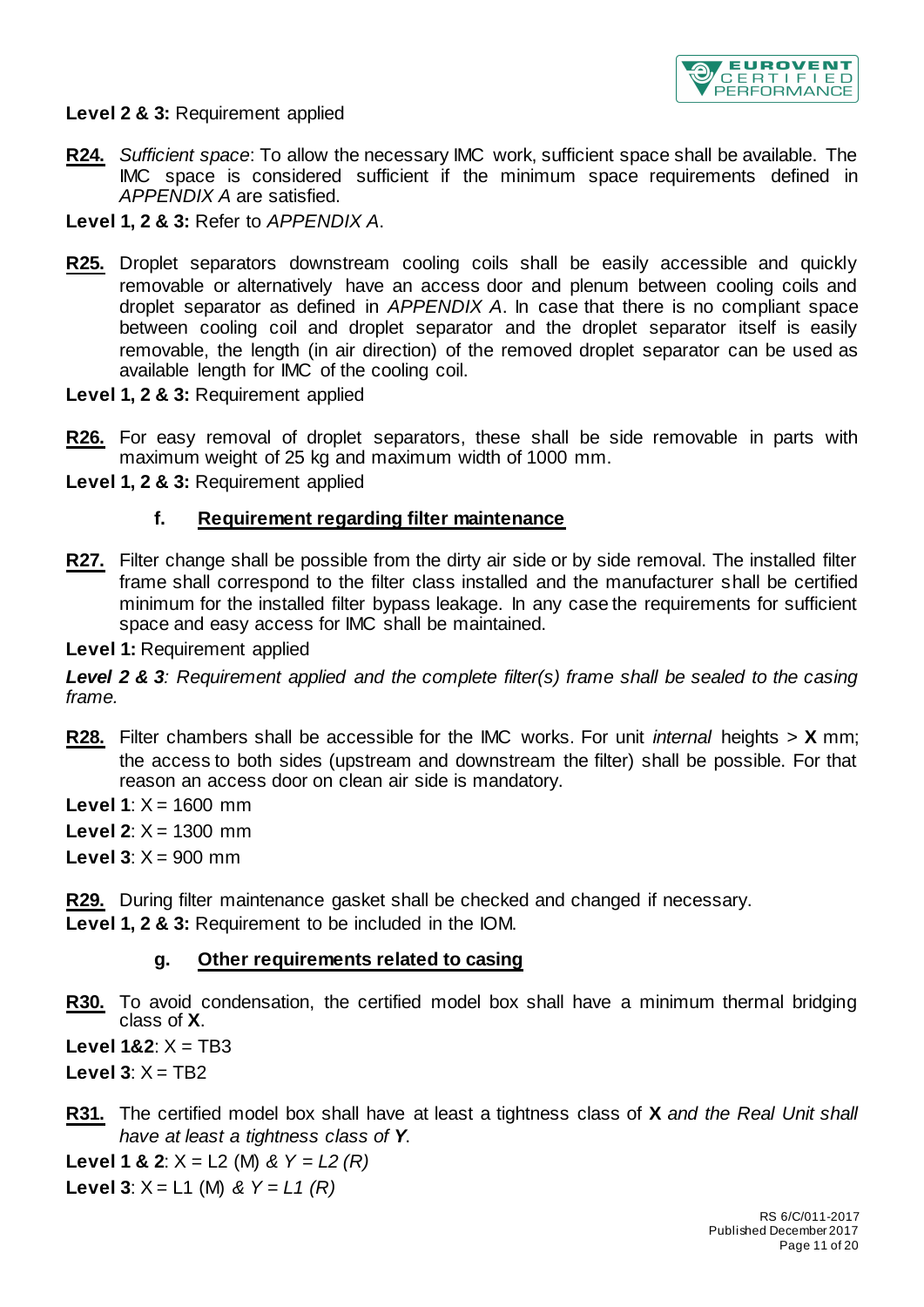**Level 2 & 3:** Requirement applied

**R24.** *Sufficient space*: To allow the necessary IMC work, sufficient space shall be available. The IMC space is considered sufficient if the minimum space requirements defined in *APPENDIX A* are satisfied.

**Level 1, 2 & 3:** Refer to *APPENDIX A*.

**R25.** Droplet separators downstream cooling coils shall be easily accessible and quickly removable or alternatively have an access door and plenum between cooling coils and droplet separator as defined in *APPENDIX A*. In case that there is no compliant space between cooling coil and droplet separator and the droplet separator itself is easily removable, the length (in air direction) of the removed droplet separator can be used as available length for IMC of the cooling coil.

**Level 1, 2 & 3:** Requirement applied

**R26.** For easy removal of droplet separators, these shall be side removable in parts with maximum weight of 25 kg and maximum width of 1000 mm.

**Level 1, 2 & 3:** Requirement applied

### f. Requirement regarding filter maintenance

**R27.** Filter change shall be possible from the dirty air side or by side removal. The installed filter frame shall correspond to the filter class installed and the manufacturer shall be certified minimum for the installed filter bypass leakage. In any case the requirements for sufficient space and easy access for IMC shall be maintained.

**Level 1:** Requirement applied

***Level 2 & 3****: Requirement applied and the complete filter(s) frame shall be sealed to the casing frame.*

**R28.** Filter chambers shall be accessible for the IMC works. For unit *internal* heights > **X** mm; the access to both sides (upstream and downstream the filter) shall be possible. For that reason an access door on clean air side is mandatory.

**Level 1**: X = 1600 mm

**Level 2**: X = 1300 mm

**Level 3**: X = 900 mm

**R29.** During filter maintenance gasket shall be checked and changed if necessary.

**Level 1, 2 & 3:** Requirement to be included in the IOM.

### g. Other requirements related to casing

**R30.** To avoid condensation, the certified model box shall have a minimum thermal bridging class of **X**.

**Level 1&2**: X = TB3

**Level 3**: X = TB2

**R31.** The certified model box shall have at least a tightness class of **X** *and the Real Unit shall have at least a tightness class of* ***Y***.

**Level 1 & 2**: X = L2 (M) *& Y = L2 (R)*

**Level 3**: X = L1 (M) *& Y = L1 (R)*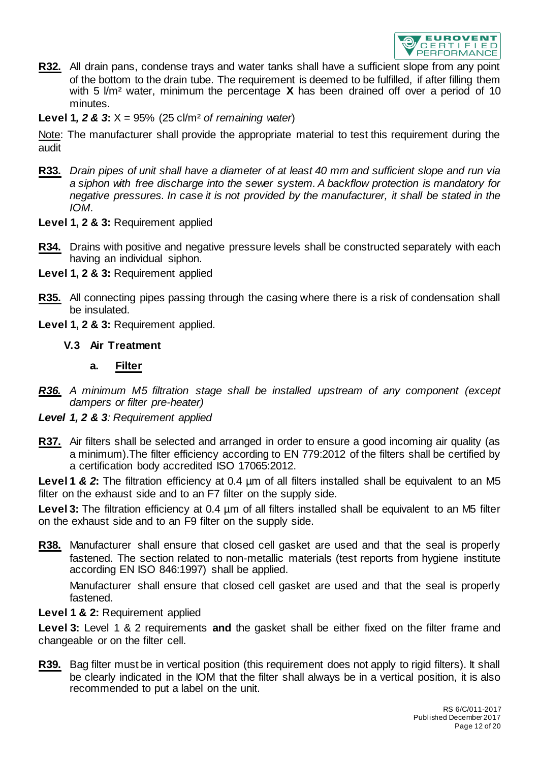**R32.** All drain pans, condense trays and water tanks shall have a sufficient slope from any point of the bottom to the drain tube. The requirement is deemed to be fulfilled, if after filling them with 5 l/m² water, minimum the percentage **X** has been drained off over a period of 10 minutes.

**Level 1, *2 & 3*:** X = 95% (25 cl/m² *of remaining water*)

Note: The manufacturer shall provide the appropriate material to test this requirement during the audit

**R33.** *Drain pipes of unit shall have a diameter of at least 40 mm and sufficient slope and run via a siphon with free discharge into the sewer system. A backflow protection is mandatory for negative pressures. In case it is not provided by the manufacturer, it shall be stated in the IOM.*

**Level 1, 2 & 3:** Requirement applied

**R34.** Drains with positive and negative pressure levels shall be constructed separately with each having an individual siphon.

**Level 1, 2 & 3:** Requirement applied

**R35.** All connecting pipes passing through the casing where there is a risk of condensation shall be insulated.

**Level 1, 2 & 3:** Requirement applied.

### V.3 Air Treatment

#### a. Filter

***R36.*** *A minimum M5 filtration stage shall be installed upstream of any component (except dampers or filter pre-heater)*

***Level 1, 2 & 3****: Requirement applied*

**R37.** Air filters shall be selected and arranged in order to ensure a good incoming air quality (as a minimum).The filter efficiency according to EN 779:2012 of the filters shall be certified by a certification body accredited ISO 17065:2012.

**Level 1 *& 2*:** The filtration efficiency at 0.4 µm of all filters installed shall be equivalent to an M5 filter on the exhaust side and to an F7 filter on the supply side.

**Level 3:** The filtration efficiency at 0.4 µm of all filters installed shall be equivalent to an M5 filter on the exhaust side and to an F9 filter on the supply side.

**R38.** Manufacturer shall ensure that closed cell gasket are used and that the seal is properly fastened. The section related to non-metallic materials (test reports from hygiene institute according EN ISO 846:1997) shall be applied.

Manufacturer shall ensure that closed cell gasket are used and that the seal is properly fastened.

**Level 1 & 2:** Requirement applied

**Level 3:** Level 1 & 2 requirements **and** the gasket shall be either fixed on the filter frame and changeable or on the filter cell.

**R39.** Bag filter must be in vertical position (this requirement does not apply to rigid filters). It shall be clearly indicated in the IOM that the filter shall always be in a vertical position, it is also recommended to put a label on the unit.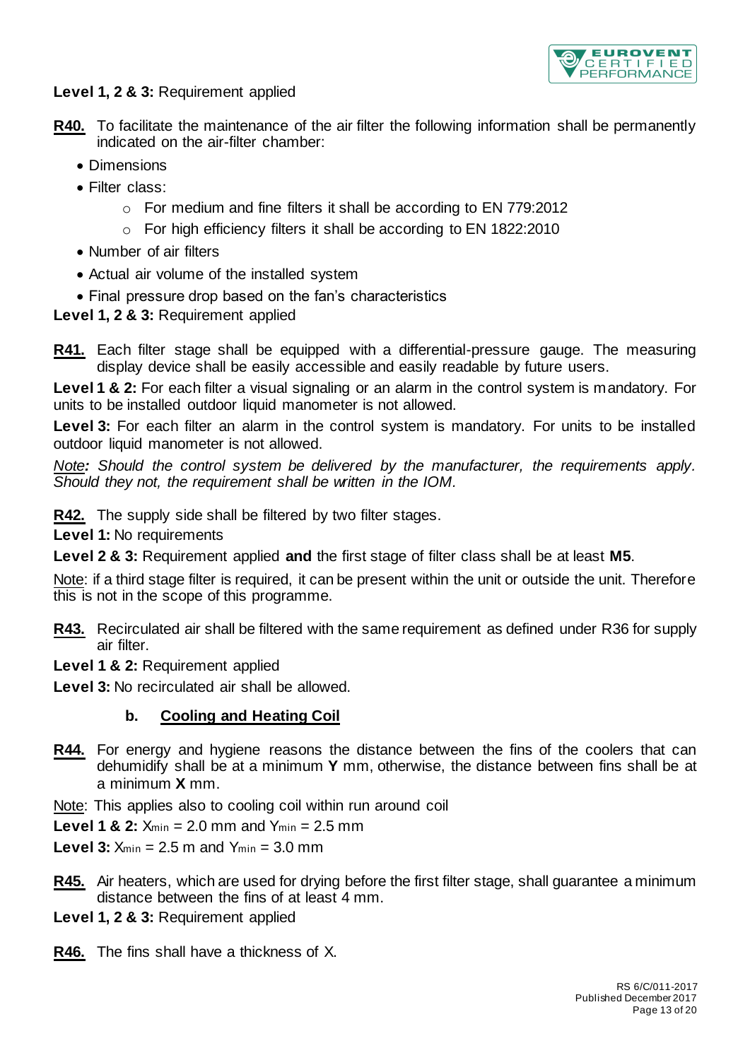**Level 1, 2 & 3:** Requirement applied

**R40.** To facilitate the maintenance of the air filter the following information shall be permanently indicated on the air-filter chamber:

- Dimensions
- Filter class:
  - For medium and fine filters it shall be according to EN 779:2012
  - For high efficiency filters it shall be according to EN 1822:2010
- Number of air filters
- Actual air volume of the installed system
- Final pressure drop based on the fan's characteristics

**Level 1, 2 & 3:** Requirement applied

**R41.** Each filter stage shall be equipped with a differential-pressure gauge. The measuring display device shall be easily accessible and easily readable by future users.

**Level 1 & 2:** For each filter a visual signaling or an alarm in the control system is mandatory. For units to be installed outdoor liquid manometer is not allowed.

**Level 3:** For each filter an alarm in the control system is mandatory. For units to be installed outdoor liquid manometer is not allowed.

*Note: Should the control system be delivered by the manufacturer, the requirements apply. Should they not, the requirement shall be written in the IOM.*

**R42.** The supply side shall be filtered by two filter stages.

**Level 1:** No requirements

**Level 2 & 3:** Requirement applied **and** the first stage of filter class shall be at least **M5**.

Note: if a third stage filter is required, it can be present within the unit or outside the unit. Therefore this is not in the scope of this programme.

**R43.** Recirculated air shall be filtered with the same requirement as defined under R36 for supply air filter.

**Level 1 & 2:** Requirement applied

**Level 3:** No recirculated air shall be allowed.

### b. Cooling and Heating Coil

**R44.** For energy and hygiene reasons the distance between the fins of the coolers that can dehumidify shall be at a minimum **Y** mm, otherwise, the distance between fins shall be at a minimum **X** mm.

Note: This applies also to cooling coil within run around coil

**Level 1 & 2:** $X_{min}$ = 2.0 mm and $Y_{min}$ = 2.5 mm

**Level 3:** $X_{min}$ = 2.5 m and $Y_{min}$ = 3.0 mm

**R45.** Air heaters, which are used for drying before the first filter stage, shall guarantee a minimum distance between the fins of at least 4 mm.

**Level 1, 2 & 3:** Requirement applied

**R46.** The fins shall have a thickness of X.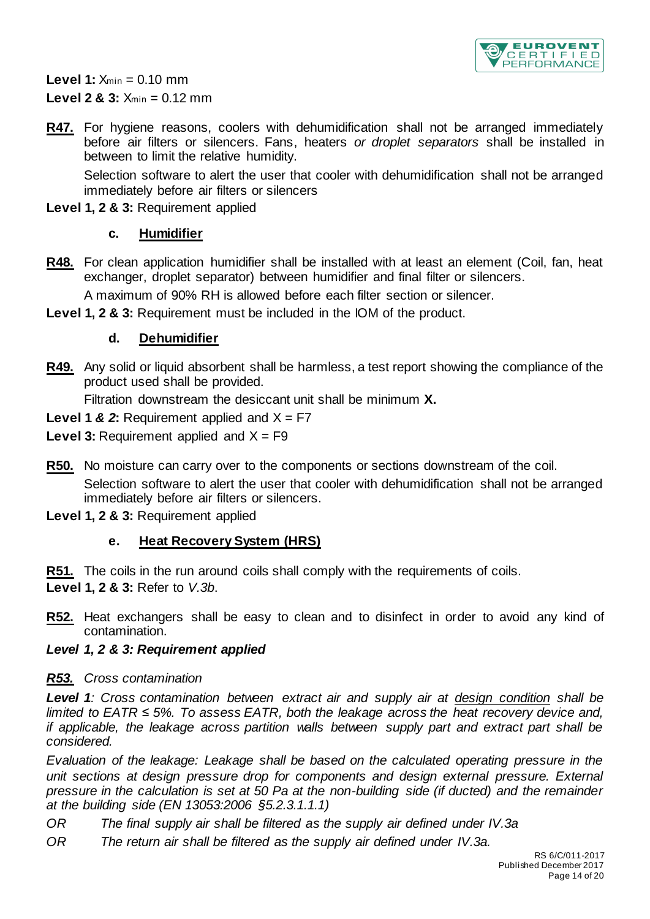**Level 1:** $X_{min}$ = 0.10 mm

**Level 2 & 3:** $X_{min}$ = 0.12 mm

**R47.** For hygiene reasons, coolers with dehumidification shall not be arranged immediately before air filters or silencers. Fans, heaters *or droplet separators* shall be installed in between to limit the relative humidity.

Selection software to alert the user that cooler with dehumidification shall not be arranged immediately before air filters or silencers

**Level 1, 2 & 3:** Requirement applied

### c. Humidifier

**R48.** For clean application humidifier shall be installed with at least an element (Coil, fan, heat exchanger, droplet separator) between humidifier and final filter or silencers.

A maximum of 90% RH is allowed before each filter section or silencer.

**Level 1, 2 & 3:** Requirement must be included in the IOM of the product.

### d. Dehumidifier

**R49.** Any solid or liquid absorbent shall be harmless, a test report showing the compliance of the product used shall be provided.

Filtration downstream the desiccant unit shall be minimum **X.**

**Level 1 *&* *2*:** Requirement applied and X = F7

**Level 3:** Requirement applied and X = F9

**R50.** No moisture can carry over to the components or sections downstream of the coil.

Selection software to alert the user that cooler with dehumidification shall not be arranged immediately before air filters or silencers.

**Level 1, 2 & 3:** Requirement applied

### e. Heat Recovery System (HRS)

**R51.** The coils in the run around coils shall comply with the requirements of coils.

**Level 1, 2 & 3:** Refer to *V.3b.*

**R52.** Heat exchangers shall be easy to clean and to disinfect in order to avoid any kind of contamination.

***Level 1, 2 & 3: Requirement applied***

***R53.*** *Cross contamination*

***Level 1****: Cross contamination between extract air and supply air at design condition shall be limited to EATR ≤ 5%. To assess EATR, both the leakage across the heat recovery device and, if applicable, the leakage across partition walls between supply part and extract part shall be considered.*

*Evaluation of the leakage: Leakage shall be based on the calculated operating pressure in the unit sections at design pressure drop for components and design external pressure. External pressure in the calculation is set at 50 Pa at the non-building side (if ducted) and the remainder at the building side (EN 13053:2006 §5.2.3.1.1.1)*

*OR The final supply air shall be filtered as the supply air defined under IV.3a*

*OR The return air shall be filtered as the supply air defined under IV.3a.*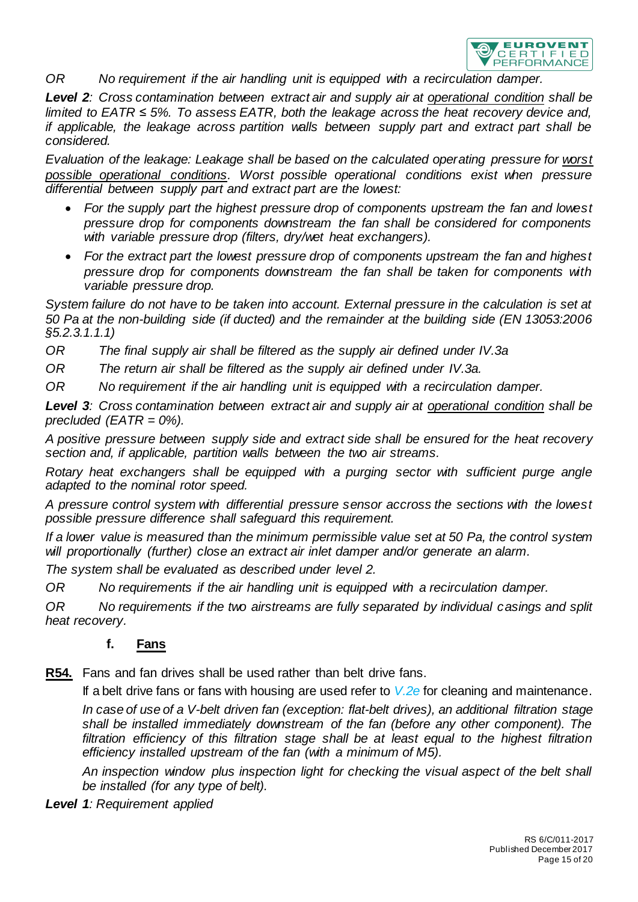*OR No requirement if the air handling unit is equipped with a recirculation damper.*

***Level 2****: Cross contamination between extract air and supply air at* *<u>operational condition</u>* *shall be limited to EATR ≤ 5%. To assess EATR, both the leakage across the heat recovery device and, if applicable, the leakage across partition walls between supply part and extract part shall be considered.*

*Evaluation of the leakage: Leakage shall be based on the calculated operating pressure for* *<u>worst possible operational conditions</u>**. Worst possible operational conditions exist when pressure differential between supply part and extract part are the lowest:*

- *For the supply part the highest pressure drop of components upstream the fan and lowest pressure drop for components downstream the fan shall be considered for components with variable pressure drop (filters, dry/wet heat exchangers).*
- *For the extract part the lowest pressure drop of components upstream the fan and highest pressure drop for components downstream the fan shall be taken for components with variable pressure drop.*

*System failure do not have to be taken into account. External pressure in the calculation is set at 50 Pa at the non-building side (if ducted) and the remainder at the building side (EN 13053:2006 §5.2.3.1.1.1)*

*OR The final supply air shall be filtered as the supply air defined under IV.3a*

*OR The return air shall be filtered as the supply air defined under IV.3a.*

*OR No requirement if the air handling unit is equipped with a recirculation damper.*

***Level 3****: Cross contamination between extract air and supply air at* *<u>operational condition</u>* *shall be precluded (EATR = 0%).*

*A positive pressure between supply side and extract side shall be ensured for the heat recovery section and, if applicable, partition walls between the two air streams.*

*Rotary heat exchangers shall be equipped with a purging sector with sufficient purge angle adapted to the nominal rotor speed.*

*A pressure control system with differential pressure sensor accross the sections with the lowest possible pressure difference shall safeguard this requirement.*

*If a lower value is measured than the minimum permissible value set at 50 Pa, the control system will proportionally (further) close an extract air inlet damper and/or generate an alarm.*

*The system shall be evaluated as described under level 2.*

*OR No requirements if the air handling unit is equipped with a recirculation damper.*

*OR No requirements if the two airstreams are fully separated by individual casings and split heat recovery.*

### f. <u>Fans</u>

**<u>R54.</u>** Fans and fan drives shall be used rather than belt drive fans.

If a belt drive fans or fans with housing are used refer to *V.2e* for cleaning and maintenance.

*In case of use of a V-belt driven fan (exception: flat-belt drives), an additional filtration stage shall be installed immediately downstream of the fan (before any other component). The filtration efficiency of this filtration stage shall be at least equal to the highest filtration efficiency installed upstream of the fan (with a minimum of M5).*

*An inspection window plus inspection light for checking the visual aspect of the belt shall be installed (for any type of belt).*

***Level 1****: Requirement applied*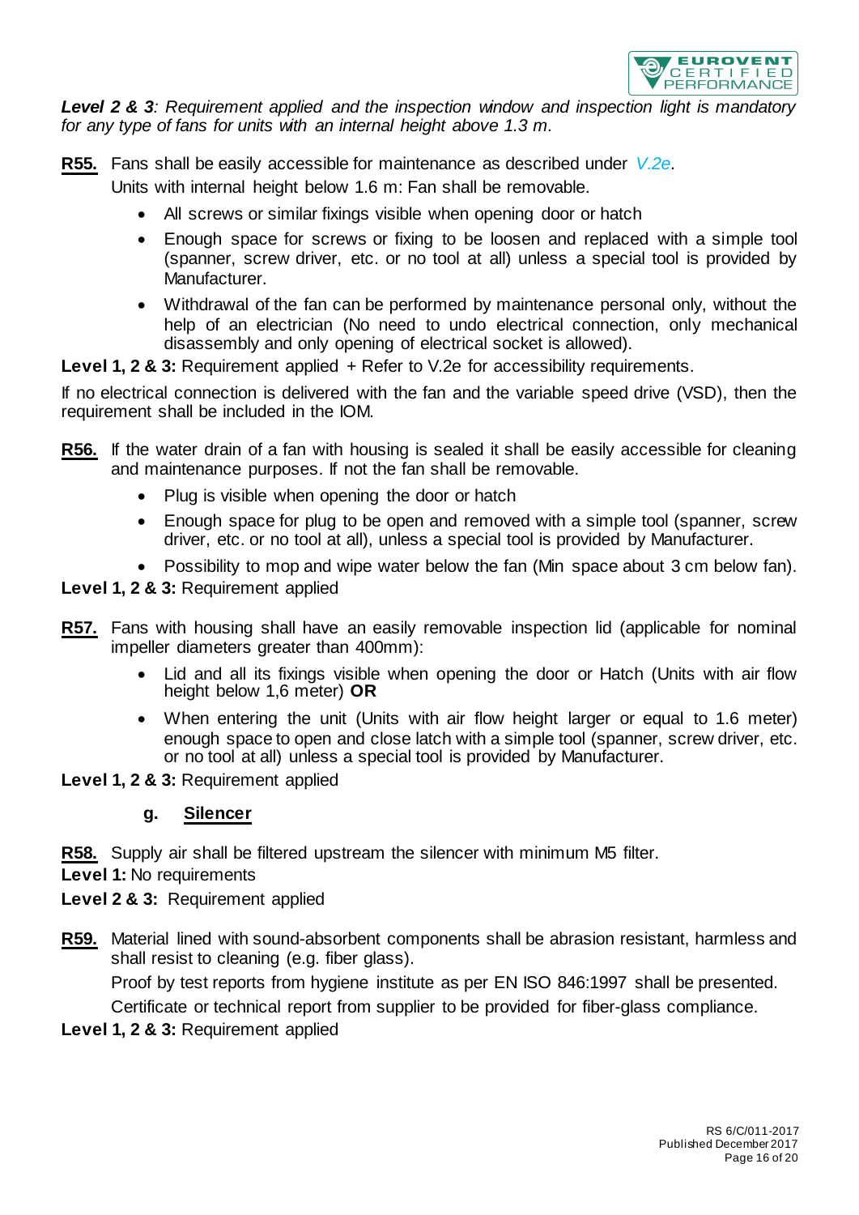***Level 2 & 3**: Requirement applied and the inspection window and inspection light is mandatory for any type of fans for units with an internal height above 1.3 m.*

**R55.** Fans shall be easily accessible for maintenance as described under *V.2e*.

Units with internal height below 1.6 m: Fan shall be removable.

- All screws or similar fixings visible when opening door or hatch
- Enough space for screws or fixing to be loosen and replaced with a simple tool (spanner, screw driver, etc. or no tool at all) unless a special tool is provided by Manufacturer.
- Withdrawal of the fan can be performed by maintenance personal only, without the help of an electrician (No need to undo electrical connection, only mechanical disassembly and only opening of electrical socket is allowed).

**Level 1, 2 & 3:** Requirement applied + Refer to V.2e for accessibility requirements.

If no electrical connection is delivered with the fan and the variable speed drive (VSD), then the requirement shall be included in the IOM.

**R56.** If the water drain of a fan with housing is sealed it shall be easily accessible for cleaning and maintenance purposes. If not the fan shall be removable.

- Plug is visible when opening the door or hatch
- Enough space for plug to be open and removed with a simple tool (spanner, screw driver, etc. or no tool at all), unless a special tool is provided by Manufacturer.
- Possibility to mop and wipe water below the fan (Min space about 3 cm below fan).

**Level 1, 2 & 3:** Requirement applied

**R57.** Fans with housing shall have an easily removable inspection lid (applicable for nominal impeller diameters greater than 400mm):

- Lid and all its fixings visible when opening the door or Hatch (Units with air flow height below 1,6 meter) **OR**
- When entering the unit (Units with air flow height larger or equal to 1.6 meter) enough space to open and close latch with a simple tool (spanner, screw driver, etc. or no tool at all) unless a special tool is provided by Manufacturer.

**Level 1, 2 & 3:** Requirement applied

### g. Silencer

**R58.** Supply air shall be filtered upstream the silencer with minimum M5 filter.

**Level 1:** No requirements

**Level 2 & 3:** Requirement applied

**R59.** Material lined with sound-absorbent components shall be abrasion resistant, harmless and shall resist to cleaning (e.g. fiber glass).

Proof by test reports from hygiene institute as per EN ISO 846:1997 shall be presented.

Certificate or technical report from supplier to be provided for fiber-glass compliance.

**Level 1, 2 & 3:** Requirement applied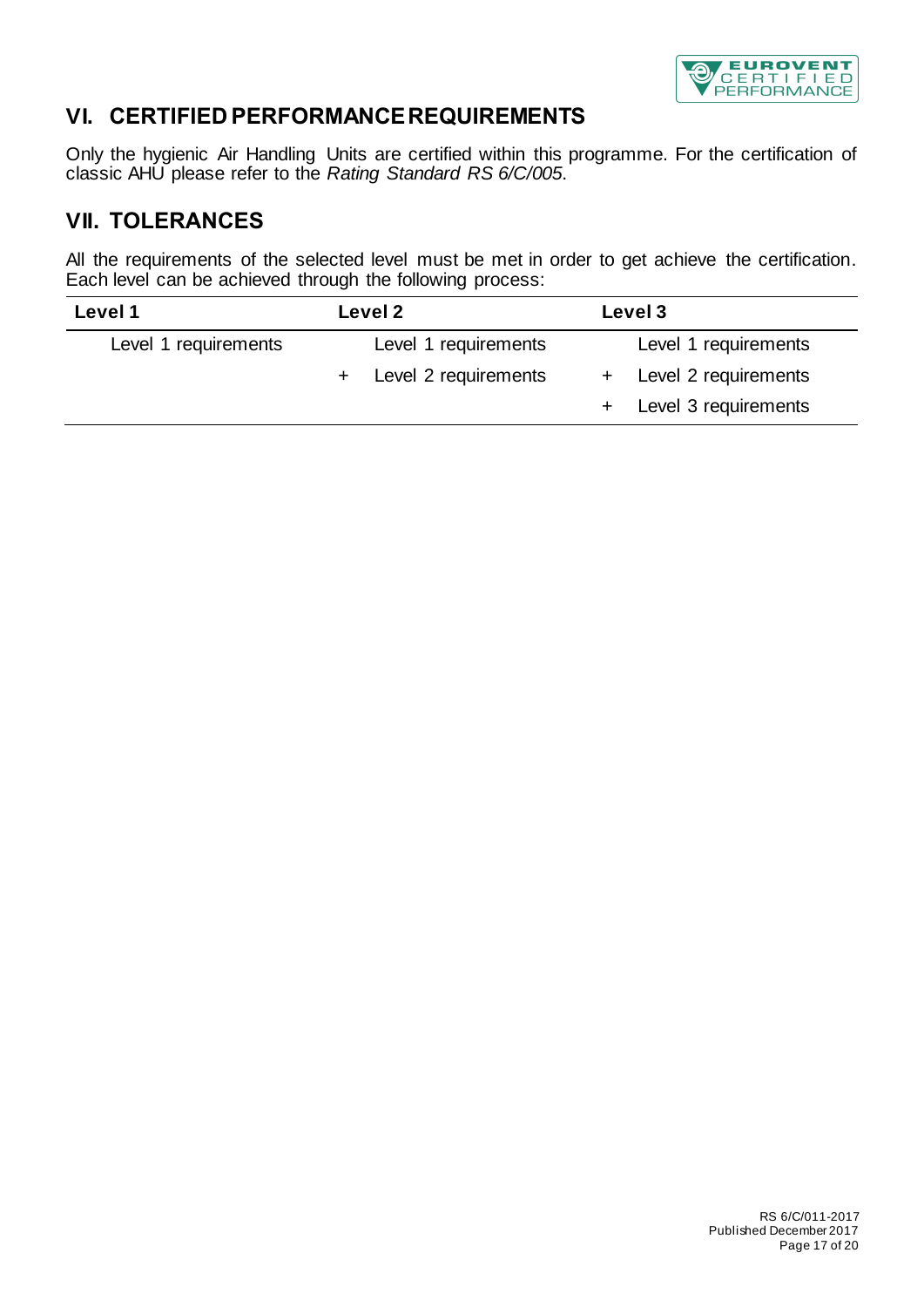## VI. CERTIFIED PERFORMANCE REQUIREMENTS

Only the hygienic Air Handling Units are certified within this programme. For the certification of classic AHU please refer to the *Rating Standard RS 6/C/005*.

## VII. TOLERANCES

All the requirements of the selected level must be met in order to get achieve the certification. Each level can be achieved through the following process:

| Level 1 | Level 2 | Level 3 |
|---|---|---|
| Level 1 requirements | Level 1 requirements | Level 1 requirements |
| | + Level 2 requirements | + Level 2 requirements |
| | | + Level 3 requirements |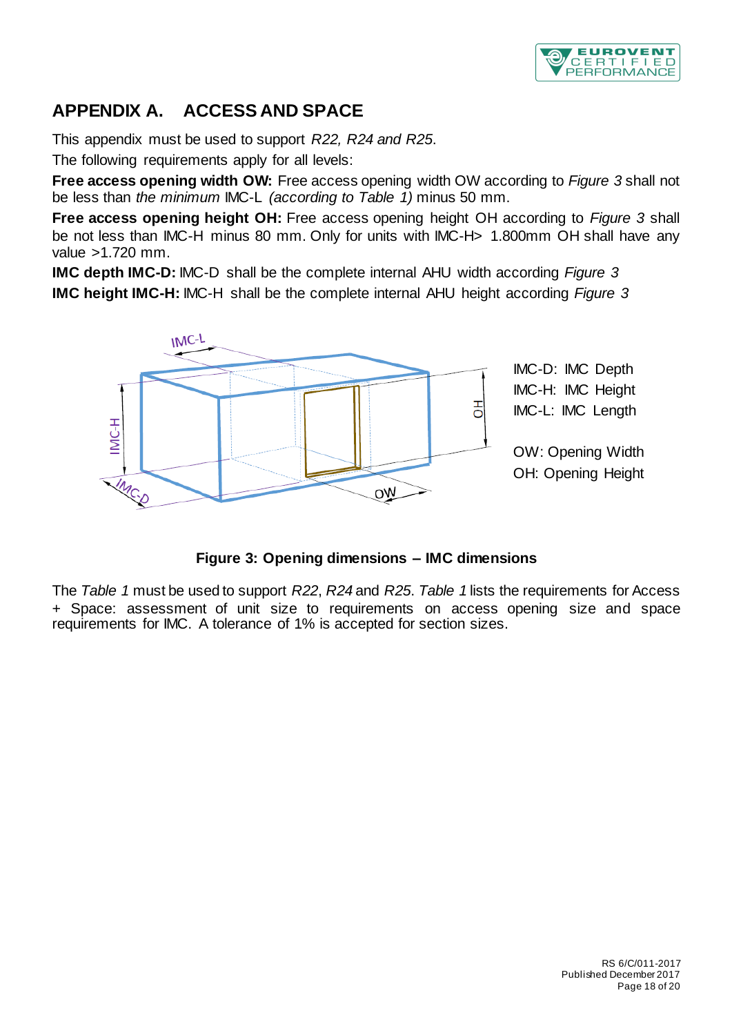## APPENDIX A. ACCESS AND SPACE

This appendix must be used to support *R22, R24 and R25*.

The following requirements apply for all levels:

**Free access opening width OW:** Free access opening width OW according to *Figure 3* shall not be less than *the minimum* IMC-L *(according to Table 1)* minus 50 mm.

**Free access opening height OH:** Free access opening height OH according to *Figure 3* shall be not less than IMC-H minus 80 mm. Only for units with IMC-H> 1.800mm OH shall have any value >1.720 mm.

**IMC depth IMC-D:** IMC-D shall be the complete internal AHU width according *Figure 3*

**IMC height IMC-H:** IMC-H shall be the complete internal AHU height according *Figure 3*

IMC-D: IMC Depth
IMC-H: IMC Height
IMC-L: IMC Length

OW: Opening Width
OH: Opening Height

**Figure 3: Opening dimensions – IMC dimensions**

The *Table 1* must be used to support *R22*, *R24* and *R25*. *Table 1* lists the requirements for Access + Space: assessment of unit size to requirements on access opening size and space requirements for IMC. A tolerance of 1% is accepted for section sizes.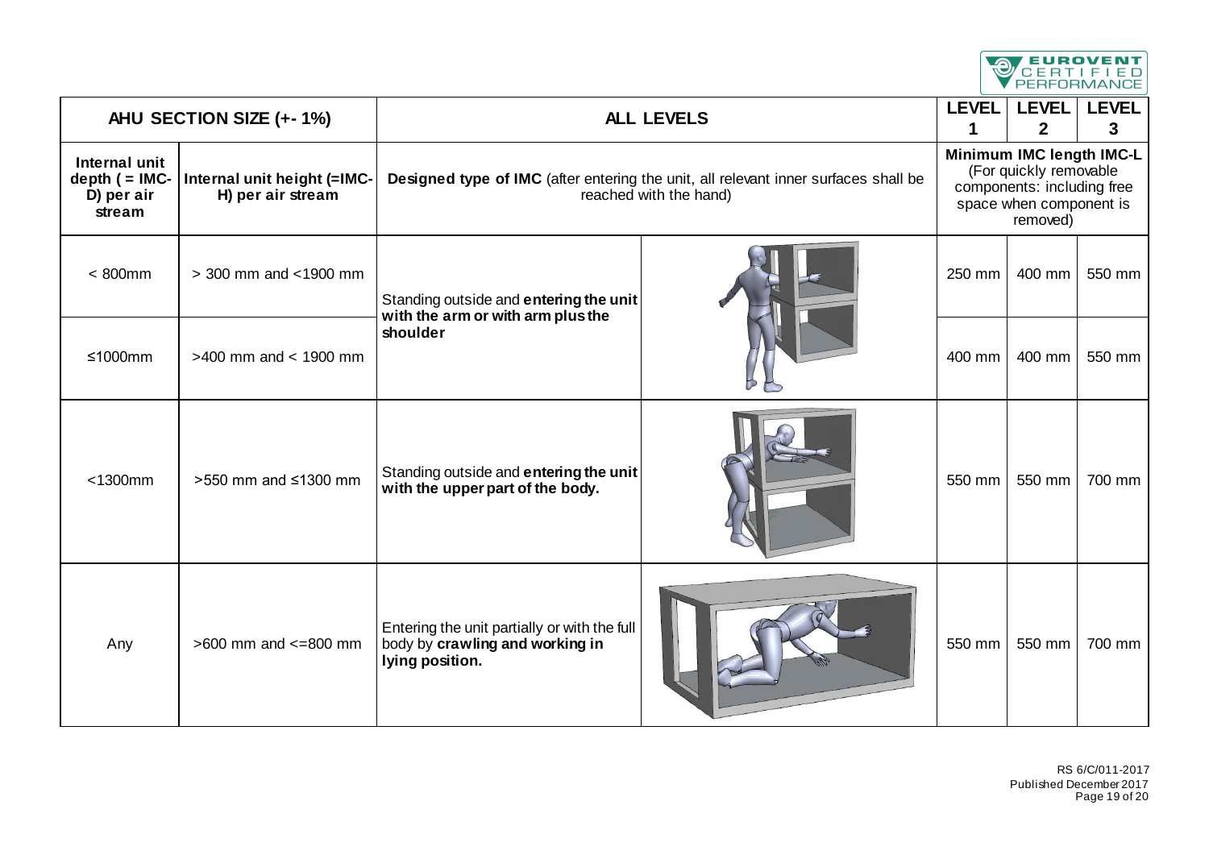| AHU SECTION SIZE (+- 1%) | | ALL LEVELS | LEVEL 1 | LEVEL 2 | LEVEL 3 |
|---|---|---|---|---|---|
| **Internal unit depth ( = IMC-D) per air stream** | **Internal unit height (=IMC-H) per air stream** | **Designed type of IMC** (after entering the unit, all relevant inner surfaces shall be reached with the hand) | **Minimum IMC length IMC-L** (For quickly removable components: including free space when component is removed) | | |
| < 800mm | > 300 mm and <1900 mm | Standing outside and **entering the unit with the arm or with arm plus the shoulder** | 250 mm | 400 mm | 550 mm |
| ≤1000mm | >400 mm and < 1900 mm | | 400 mm | 400 mm | 550 mm |
| <1300mm | >550 mm and ≤1300 mm | Standing outside and **entering the unit with the upper part of the body.** | 550 mm | 550 mm | 700 mm |
| Any | >600 mm and <=800 mm | Entering the unit partially or with the full body by **crawling and working in lying position.** | 550 mm | 550 mm | 700 mm |

RS 6/C/011-2017
Published December 2017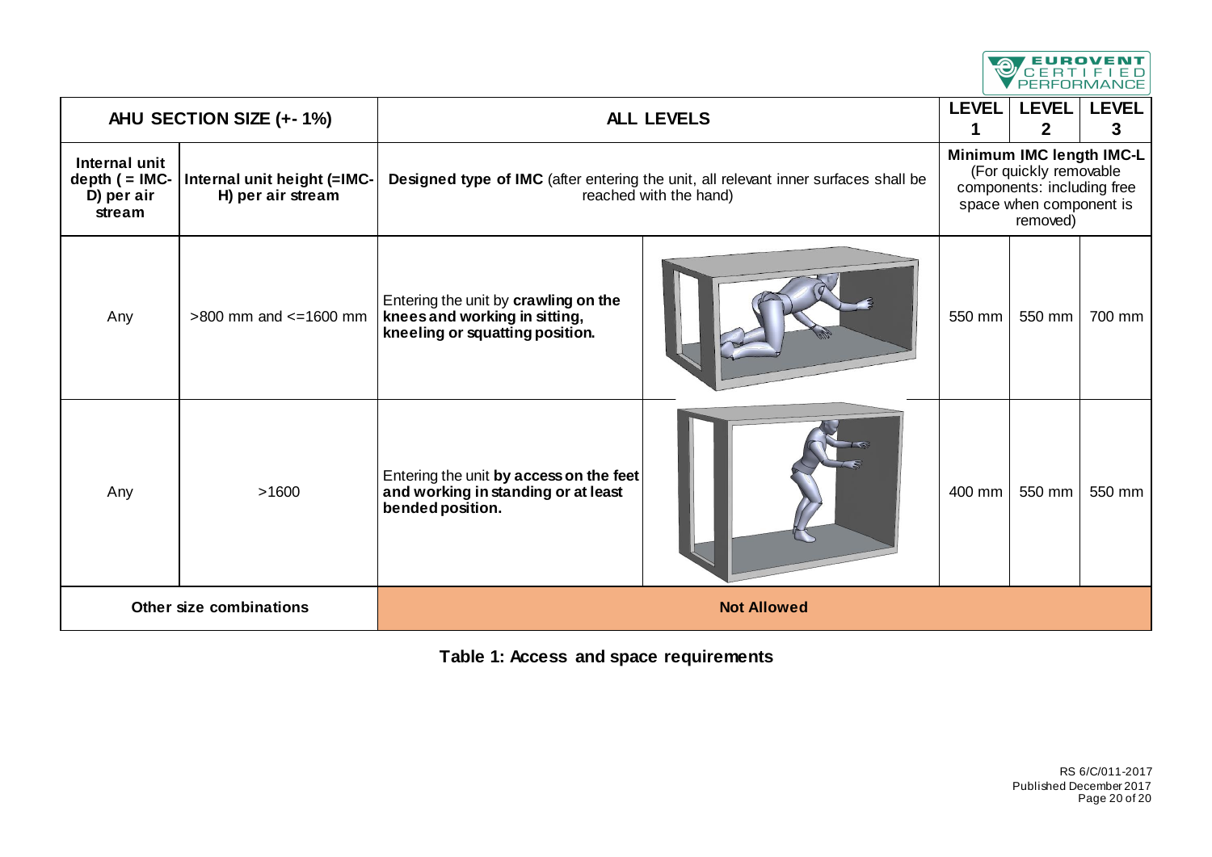| AHU SECTION SIZE (+- 1%) | | ALL LEVELS | | LEVEL 1 | LEVEL 2 | LEVEL 3 |
|---|---|---|---|---|---|---|
| **Internal unit depth ( = IMC-D) per air stream** | **Internal unit height (=IMC-H) per air stream** | **Designed type of IMC** (after entering the unit, all relevant inner surfaces shall be reached with the hand) | | **Minimum IMC length IMC-L** (For quickly removable components: including free space when component is removed) | | |
| Any | >800 mm and <=1600 mm | Entering the unit by **crawling on the knees and working in sitting, kneeling or squatting position.** | | 550 mm | 550 mm | 700 mm |
| Any | >1600 | Entering the unit **by access on the feet and working in standing or at least bended position.** | | 400 mm | 550 mm | 550 mm |
| **Other size combinations** | | **Not Allowed** | | | | |

**Table 1: Access and space requirements**